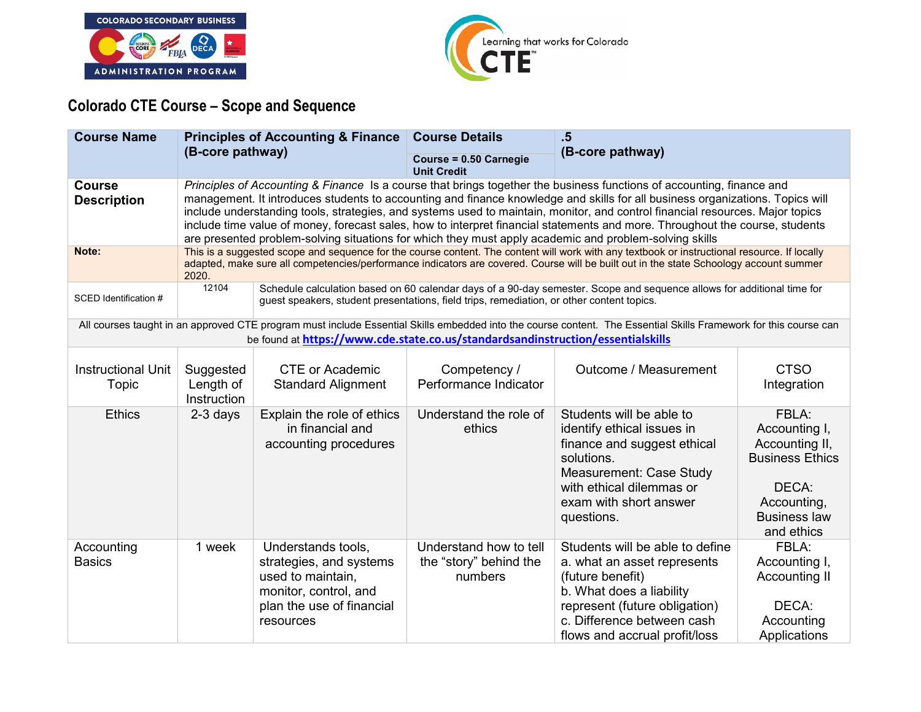COLORADO SECONDARY BUSINESS ADMINISTRATION PROGRAM

Learning that works for Colorado CTE

## Colorado CTE Course – Scope and Sequence

| **Course Name** | **Principles of Accounting & Finance (B-core pathway)** | | **Course Details**<br>**Course = 0.50 Carnegie Unit Credit** | **.5 (B-core pathway)** | |
|---|---|---|---|---|---|
| **Course Description** | *Principles of Accounting & Finance* Is a course that brings together the business functions of accounting, finance and management. It introduces students to accounting and finance knowledge and skills for all business organizations. Topics will include understanding tools, strategies, and systems used to maintain, monitor, and control financial resources. Major topics include time value of money, forecast sales, how to interpret financial statements and more. Throughout the course, students are presented problem-solving situations for which they must apply academic and problem-solving skills | | | | |
| **Note:** | This is a suggested scope and sequence for the course content. The content will work with any textbook or instructional resource. If locally adapted, make sure all competencies/performance indicators are covered. Course will be built out in the state Schoology account summer 2020. | | | | |
| SCED Identification # | 12104 | Schedule calculation based on 60 calendar days of a 90-day semester. Scope and sequence allows for additional time for guest speakers, student presentations, field trips, remediation, or other content topics. | | | |
| All courses taught in an approved CTE program must include Essential Skills embedded into the course content. The Essential Skills Framework for this course can be found at **https://www.cde.state.co.us/standardsandinstruction/essentialskills** | | | | | |
| Instructional Unit Topic | Suggested Length of Instruction | CTE or Academic Standard Alignment | Competency / Performance Indicator | Outcome / Measurement | CTSO Integration |
| Ethics | 2-3 days | Explain the role of ethics in financial and accounting procedures | Understand the role of ethics | Students will be able to identify ethical issues in finance and suggest ethical solutions.<br>Measurement: Case Study with ethical dilemmas or exam with short answer questions. | FBLA: Accounting I, Accounting II, Business Ethics<br><br>DECA: Accounting, Business law and ethics |
| Accounting Basics | 1 week | Understands tools, strategies, and systems used to maintain, monitor, control, and plan the use of financial resources | Understand how to tell the “story” behind the numbers | Students will be able to define<br>a. what an asset represents (future benefit)<br>b. What does a liability represent (future obligation)<br>c. Difference between cash flows and accrual profit/loss | FBLA: Accounting I, Accounting II<br><br>DECA: Accounting Applications |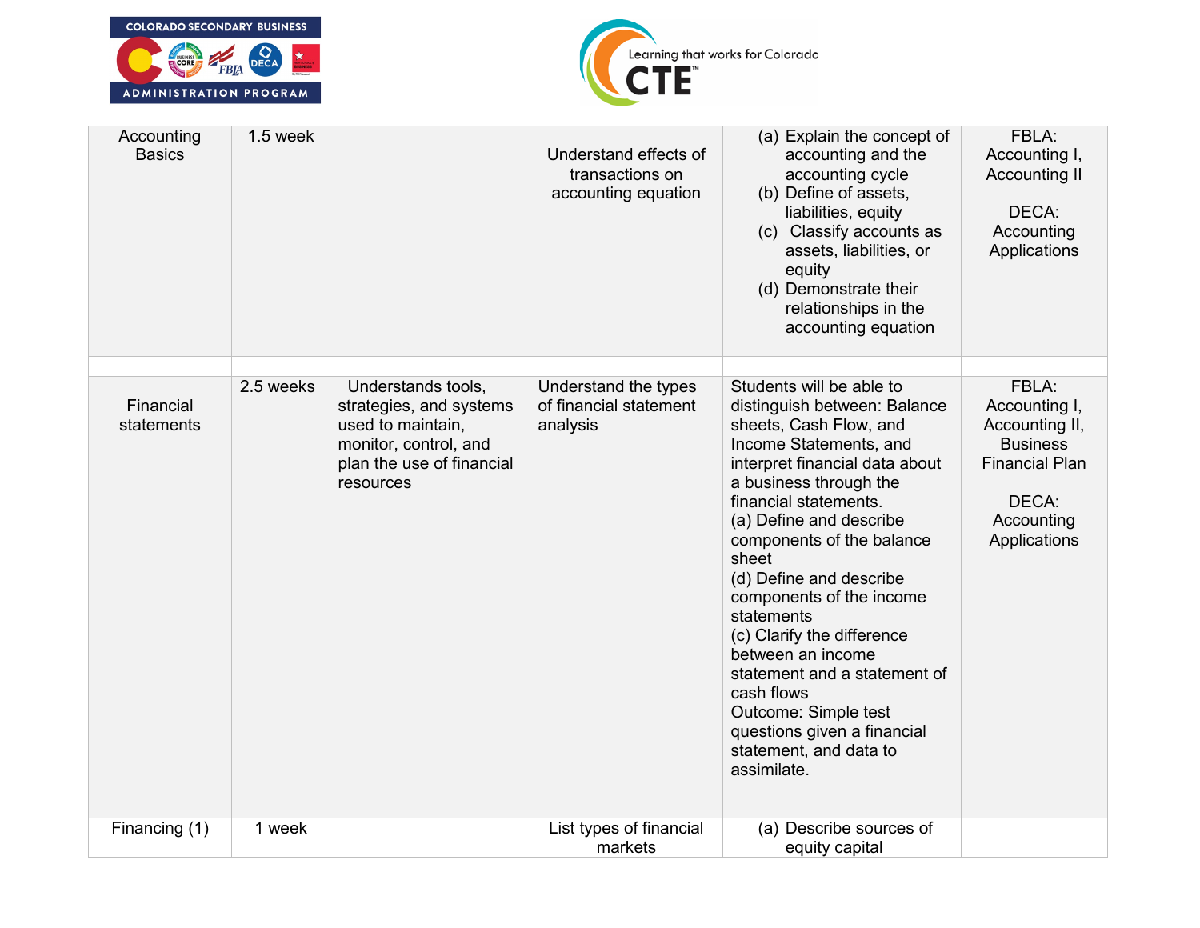| | | | | | |
|---|---|---|---|---|---|
| Accounting Basics | 1.5 week | | Understand effects of transactions on accounting equation | (a) Explain the concept of accounting and the accounting cycle<br>(b) Define of assets, liabilities, equity<br>(c) Classify accounts as assets, liabilities, or equity<br>(d) Demonstrate their relationships in the accounting equation | FBLA: Accounting I, Accounting II<br><br>DECA: Accounting Applications |
| | | | | | |
| Financial statements | 2.5 weeks | Understands tools, strategies, and systems used to maintain, monitor, control, and plan the use of financial resources | Understand the types of financial statement analysis | Students will be able to distinguish between: Balance sheets, Cash Flow, and Income Statements, and interpret financial data about a business through the financial statements.<br>(a) Define and describe components of the balance sheet<br>(d) Define and describe components of the income statements<br>(c) Clarify the difference between an income statement and a statement of cash flows<br>Outcome: Simple test questions given a financial statement, and data to assimilate. | FBLA: Accounting I, Accounting II, Business Financial Plan<br><br>DECA: Accounting Applications |
| Financing (1) | 1 week | | List types of financial markets | (a) Describe sources of equity capital | |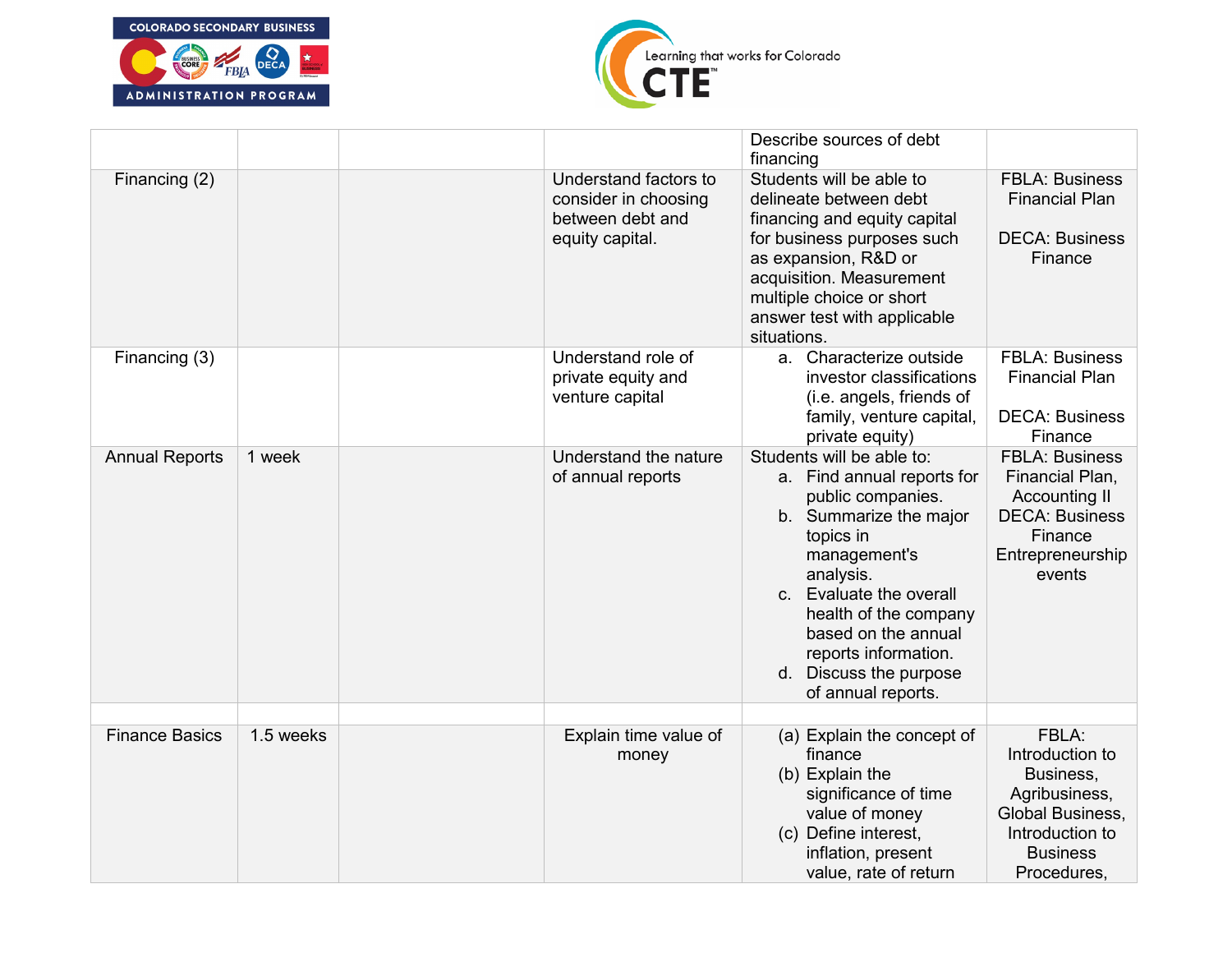| | | | | Describe sources of debt financing | |
|---|---|---|---|---|---|
| Financing (2) | | | Understand factors to consider in choosing between debt and equity capital. | Students will be able to delineate between debt financing and equity capital for business purposes such as expansion, R&D or acquisition. Measurement multiple choice or short answer test with applicable situations. | FBLA: Business Financial Plan<br><br>DECA: Business Finance |
| Financing (3) | | | Understand role of private equity and venture capital | a. Characterize outside investor classifications (i.e. angels, friends of family, venture capital, private equity) | FBLA: Business Financial Plan<br><br>DECA: Business Finance |
| Annual Reports | 1 week | | Understand the nature of annual reports | Students will be able to:<br>a. Find annual reports for public companies.<br>b. Summarize the major topics in management's analysis.<br>c. Evaluate the overall health of the company based on the annual reports information.<br>d. Discuss the purpose of annual reports. | FBLA: Business Financial Plan, Accounting II<br>DECA: Business Finance<br>Entrepreneurship events |
| | | | | | |
| Finance Basics | 1.5 weeks | | Explain time value of money | (a) Explain the concept of finance<br>(b) Explain the significance of time value of money<br>(c) Define interest, inflation, present value, rate of return | FBLA: Introduction to Business, Agribusiness, Global Business, Introduction to Business Procedures, |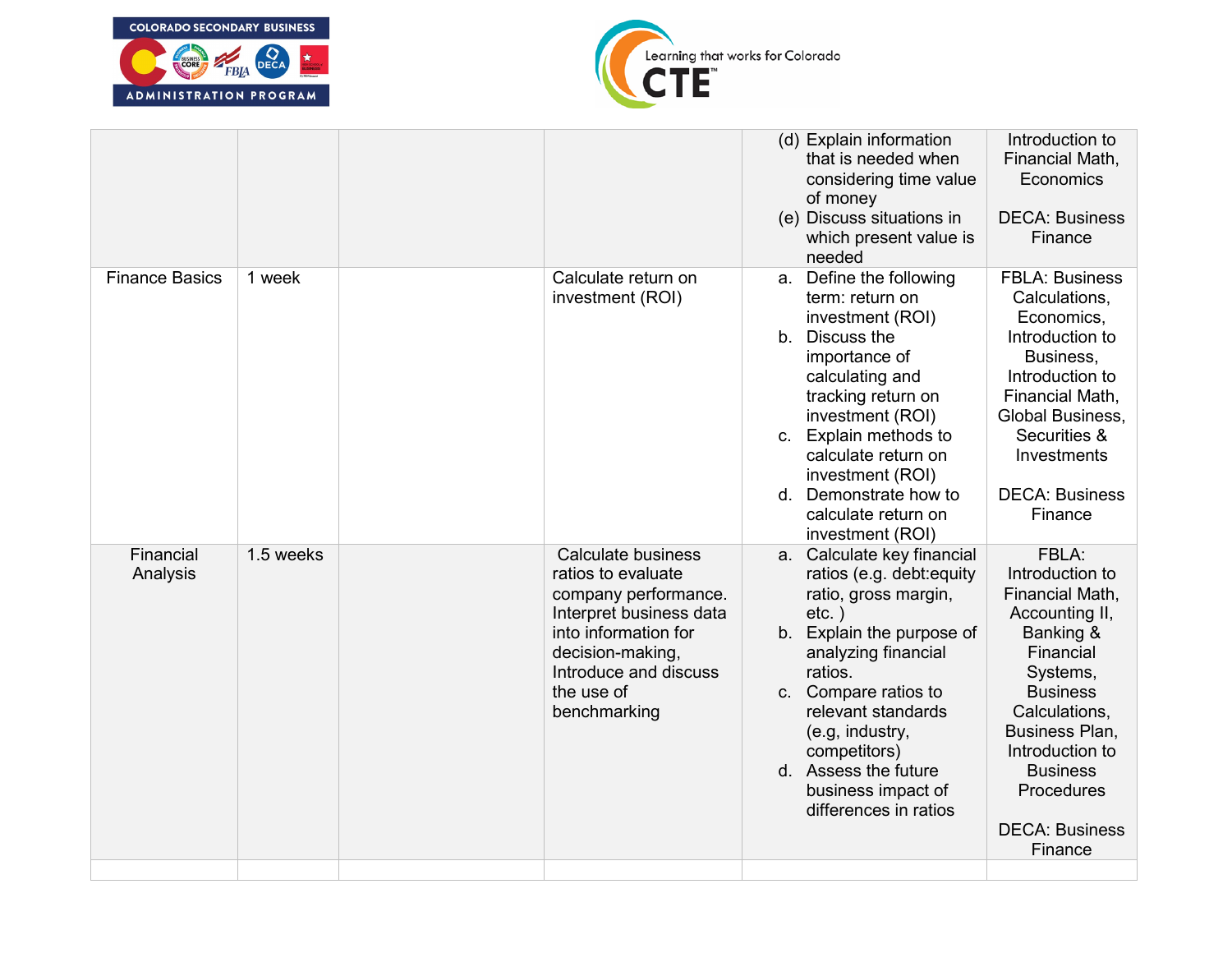| | | | | | |
|---|---|---|---|---|---|
| | | | | (d) Explain information that is needed when considering time value of money<br>(e) Discuss situations in which present value is needed | Introduction to Financial Math, Economics<br><br>DECA: Business Finance |
| Finance Basics | 1 week | | Calculate return on investment (ROI) | a. Define the following term: return on investment (ROI)<br>b. Discuss the importance of calculating and tracking return on investment (ROI)<br>c. Explain methods to calculate return on investment (ROI)<br>d. Demonstrate how to calculate return on investment (ROI) | FBLA: Business Calculations, Economics, Introduction to Business, Introduction to Financial Math, Global Business, Securities & Investments<br><br>DECA: Business Finance |
| Financial Analysis | 1.5 weeks | | Calculate business ratios to evaluate company performance. Interpret business data into information for decision-making, Introduce and discuss the use of benchmarking | a. Calculate key financial ratios (e.g. debt:equity ratio, gross margin, etc. )<br>b. Explain the purpose of analyzing financial ratios.<br>c. Compare ratios to relevant standards (e.g, industry, competitors)<br>d. Assess the future business impact of differences in ratios | FBLA: Introduction to Financial Math, Accounting II, Banking & Financial Systems, Business Calculations, Business Plan, Introduction to Business Procedures<br><br>DECA: Business Finance |
| | | | | | |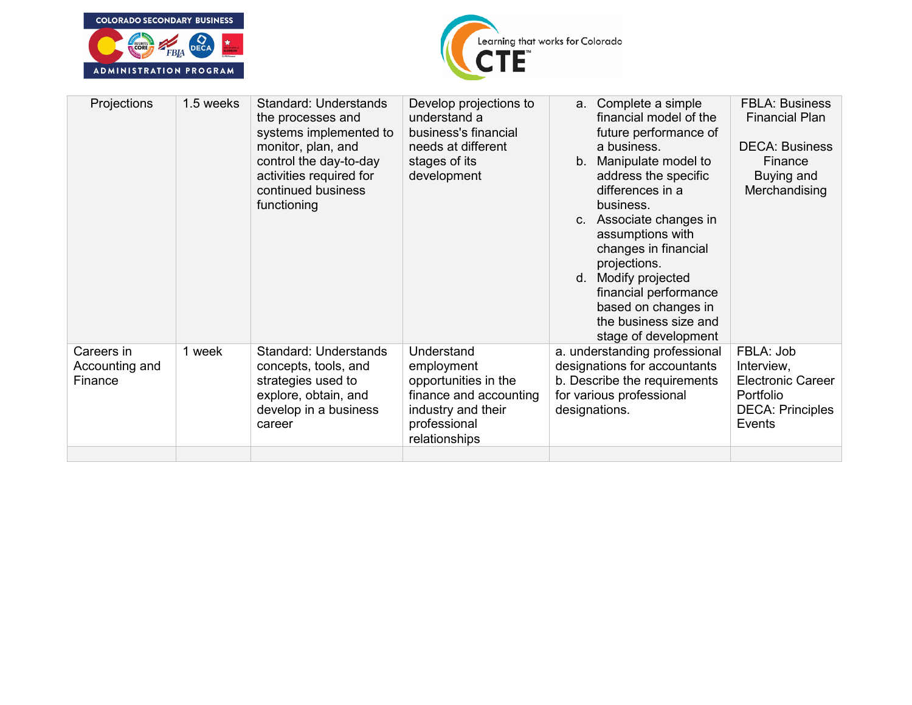| | | | | | |
|---|---|---|---|---|---|
| Projections | 1.5 weeks | Standard: Understands the processes and systems implemented to monitor, plan, and control the day-to-day activities required for continued business functioning | Develop projections to understand a business's financial needs at different stages of its development | a. Complete a simple financial model of the future performance of a business.<br>b. Manipulate model to address the specific differences in a business.<br>c. Associate changes in assumptions with changes in financial projections.<br>d. Modify projected financial performance based on changes in the business size and stage of development | FBLA: Business Financial Plan<br><br>DECA: Business Finance<br>Buying and Merchandising |
| Careers in Accounting and Finance | 1 week | Standard: Understands concepts, tools, and strategies used to explore, obtain, and develop in a business career | Understand employment opportunities in the finance and accounting industry and their professional relationships | a. understanding professional designations for accountants<br>b. Describe the requirements for various professional designations. | FBLA: Job Interview, Electronic Career Portfolio<br>DECA: Principles Events |
| | | | | | |